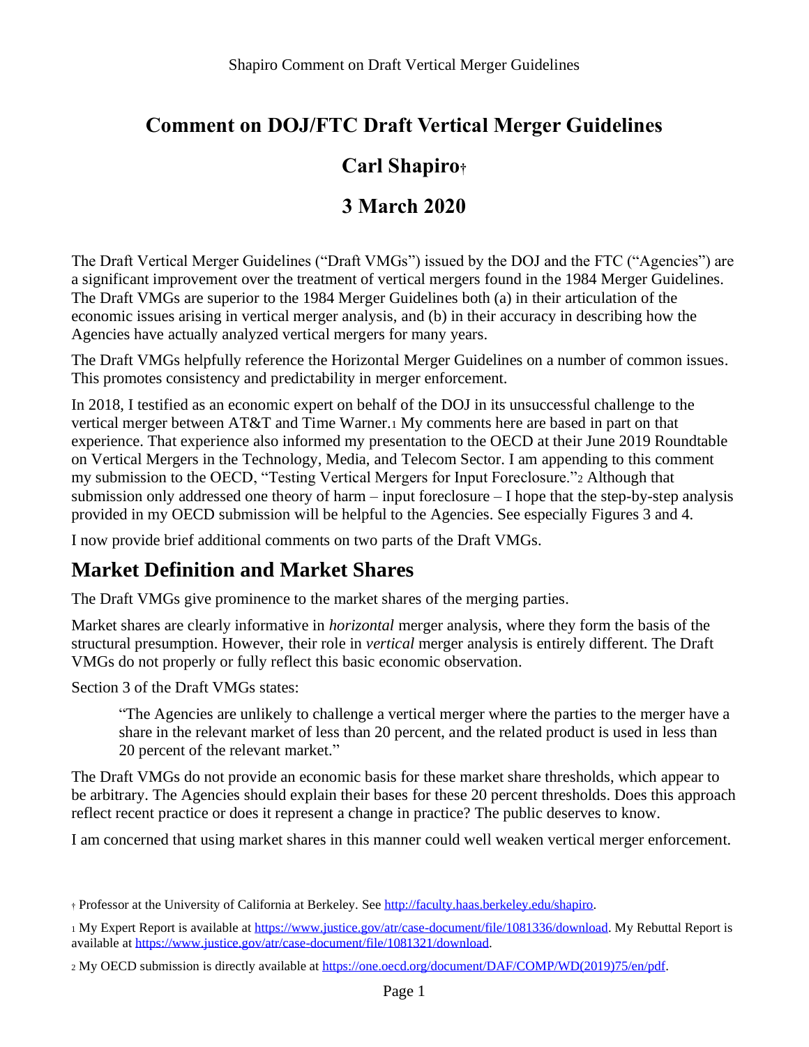# Comment on DOJ/FTC Draft Vertical Merger Guidelines

## Carl Shapiro[†]

## 3 March 2020

The Draft Vertical Merger Guidelines ("Draft VMGs") issued by the DOJ and the FTC ("Agencies") are a significant improvement over the treatment of vertical mergers found in the 1984 Merger Guidelines. The Draft VMGs are superior to the 1984 Merger Guidelines both (a) in their articulation of the economic issues arising in vertical merger analysis, and (b) in their accuracy in describing how the Agencies have actually analyzed vertical mergers for many years.

The Draft VMGs helpfully reference the Horizontal Merger Guidelines on a number of common issues. This promotes consistency and predictability in merger enforcement.

In 2018, I testified as an economic expert on behalf of the DOJ in its unsuccessful challenge to the vertical merger between AT&T and Time Warner.[1] My comments here are based in part on that experience. That experience also informed my presentation to the OECD at their June 2019 Roundtable on Vertical Mergers in the Technology, Media, and Telecom Sector. I am appending to this comment my submission to the OECD, "Testing Vertical Mergers for Input Foreclosure."[2] Although that submission only addressed one theory of harm – input foreclosure – I hope that the step-by-step analysis provided in my OECD submission will be helpful to the Agencies. See especially Figures 3 and 4.

I now provide brief additional comments on two parts of the Draft VMGs.

## Market Definition and Market Shares

The Draft VMGs give prominence to the market shares of the merging parties.

Market shares are clearly informative in *horizontal* merger analysis, where they form the basis of the structural presumption. However, their role in *vertical* merger analysis is entirely different. The Draft VMGs do not properly or fully reflect this basic economic observation.

Section 3 of the Draft VMGs states:

> "The Agencies are unlikely to challenge a vertical merger where the parties to the merger have a share in the relevant market of less than 20 percent, and the related product is used in less than 20 percent of the relevant market."

The Draft VMGs do not provide an economic basis for these market share thresholds, which appear to be arbitrary. The Agencies should explain their bases for these 20 percent thresholds. Does this approach reflect recent practice or does it represent a change in practice? The public deserves to know.

I am concerned that using market shares in this manner could well weaken vertical merger enforcement.

---

[†] Professor at the University of California at Berkeley. See http://faculty.haas.berkeley.edu/shapiro.

[1] My Expert Report is available at https://www.justice.gov/atr/case-document/file/1081336/download. My Rebuttal Report is available at https://www.justice.gov/atr/case-document/file/1081321/download.

[2] My OECD submission is directly available at https://one.oecd.org/document/DAF/COMP/WD(2019)75/en/pdf.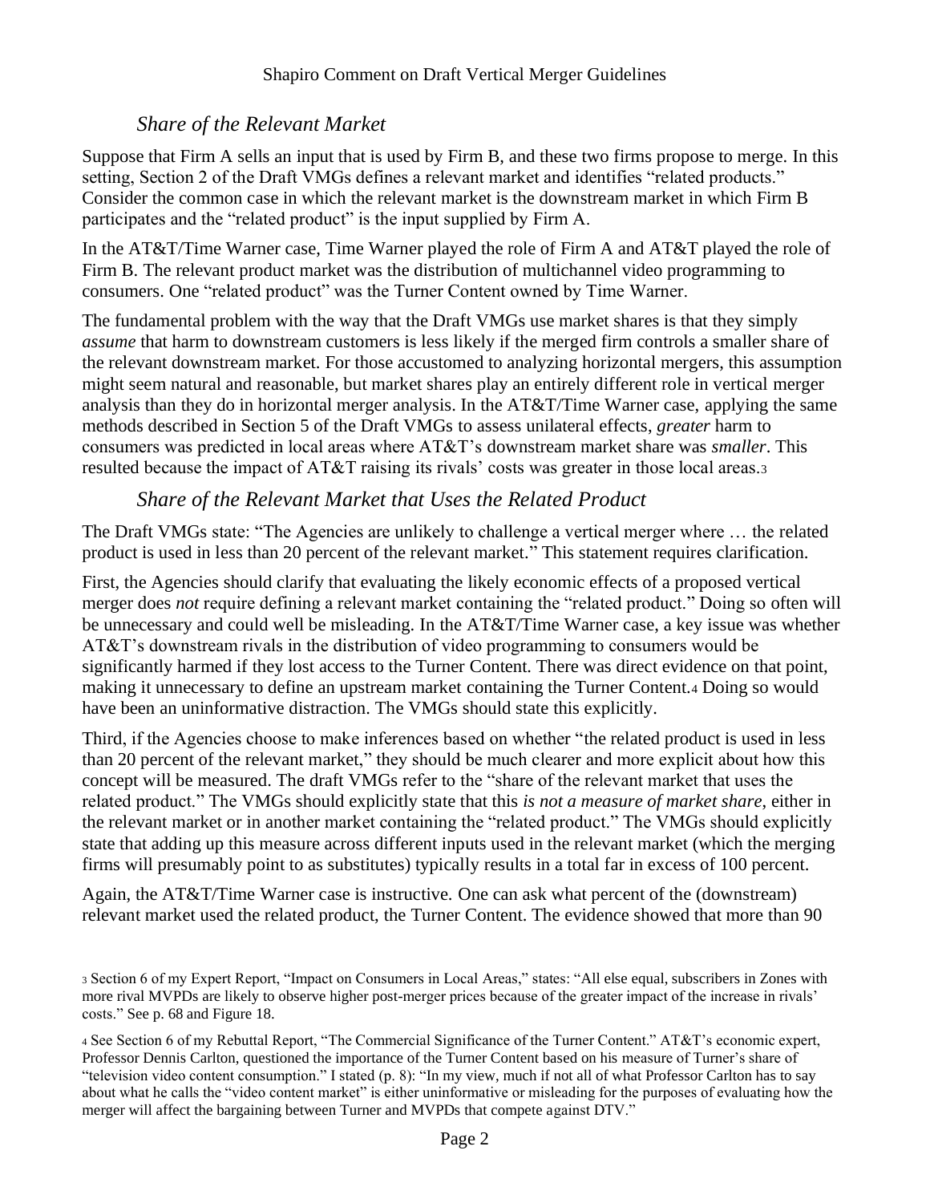### *Share of the Relevant Market*

Suppose that Firm A sells an input that is used by Firm B, and these two firms propose to merge. In this setting, Section 2 of the Draft VMGs defines a relevant market and identifies "related products." Consider the common case in which the relevant market is the downstream market in which Firm B participates and the "related product" is the input supplied by Firm A.

In the AT&T/Time Warner case, Time Warner played the role of Firm A and AT&T played the role of Firm B. The relevant product market was the distribution of multichannel video programming to consumers. One "related product" was the Turner Content owned by Time Warner.

The fundamental problem with the way that the Draft VMGs use market shares is that they simply *assume* that harm to downstream customers is less likely if the merged firm controls a smaller share of the relevant downstream market. For those accustomed to analyzing horizontal mergers, this assumption might seem natural and reasonable, but market shares play an entirely different role in vertical merger analysis than they do in horizontal merger analysis. In the AT&T/Time Warner case, applying the same methods described in Section 5 of the Draft VMGs to assess unilateral effects, *greater* harm to consumers was predicted in local areas where AT&T's downstream market share was *smaller*. This resulted because the impact of AT&T raising its rivals' costs was greater in those local areas.[3]

### *Share of the Relevant Market that Uses the Related Product*

The Draft VMGs state: "The Agencies are unlikely to challenge a vertical merger where … the related product is used in less than 20 percent of the relevant market." This statement requires clarification.

First, the Agencies should clarify that evaluating the likely economic effects of a proposed vertical merger does *not* require defining a relevant market containing the "related product." Doing so often will be unnecessary and could well be misleading. In the AT&T/Time Warner case, a key issue was whether AT&T's downstream rivals in the distribution of video programming to consumers would be significantly harmed if they lost access to the Turner Content. There was direct evidence on that point, making it unnecessary to define an upstream market containing the Turner Content.[4] Doing so would have been an uninformative distraction. The VMGs should state this explicitly.

Third, if the Agencies choose to make inferences based on whether "the related product is used in less than 20 percent of the relevant market," they should be much clearer and more explicit about how this concept will be measured. The draft VMGs refer to the "share of the relevant market that uses the related product." The VMGs should explicitly state that this *is not a measure of market share*, either in the relevant market or in another market containing the "related product." The VMGs should explicitly state that adding up this measure across different inputs used in the relevant market (which the merging firms will presumably point to as substitutes) typically results in a total far in excess of 100 percent.

Again, the AT&T/Time Warner case is instructive. One can ask what percent of the (downstream) relevant market used the related product, the Turner Content. The evidence showed that more than 90

---

[3] Section 6 of my Expert Report, "Impact on Consumers in Local Areas," states: "All else equal, subscribers in Zones with more rival MVPDs are likely to observe higher post-merger prices because of the greater impact of the increase in rivals' costs." See p. 68 and Figure 18.

[4] See Section 6 of my Rebuttal Report, "The Commercial Significance of the Turner Content." AT&T's economic expert, Professor Dennis Carlton, questioned the importance of the Turner Content based on his measure of Turner's share of "television video content consumption." I stated (p. 8): "In my view, much if not all of what Professor Carlton has to say about what he calls the "video content market" is either uninformative or misleading for the purposes of evaluating how the merger will affect the bargaining between Turner and MVPDs that compete against DTV."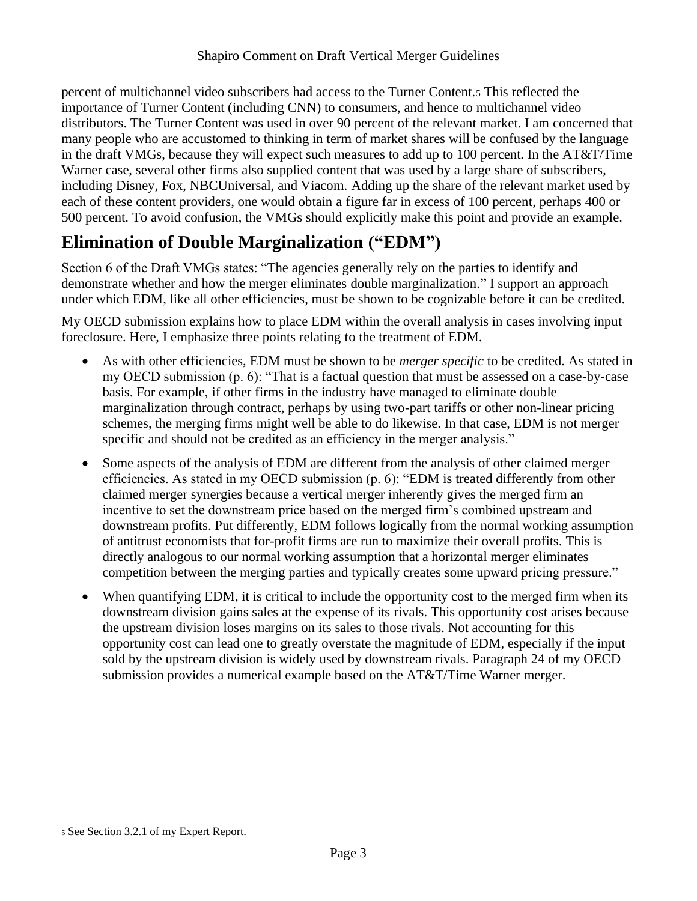percent of multichannel video subscribers had access to the Turner Content.[5] This reflected the importance of Turner Content (including CNN) to consumers, and hence to multichannel video distributors. The Turner Content was used in over 90 percent of the relevant market. I am concerned that many people who are accustomed to thinking in term of market shares will be confused by the language in the draft VMGs, because they will expect such measures to add up to 100 percent. In the AT&T/Time Warner case, several other firms also supplied content that was used by a large share of subscribers, including Disney, Fox, NBCUniversal, and Viacom. Adding up the share of the relevant market used by each of these content providers, one would obtain a figure far in excess of 100 percent, perhaps 400 or 500 percent. To avoid confusion, the VMGs should explicitly make this point and provide an example.

## Elimination of Double Marginalization ("EDM")

Section 6 of the Draft VMGs states: "The agencies generally rely on the parties to identify and demonstrate whether and how the merger eliminates double marginalization." I support an approach under which EDM, like all other efficiencies, must be shown to be cognizable before it can be credited.

My OECD submission explains how to place EDM within the overall analysis in cases involving input foreclosure. Here, I emphasize three points relating to the treatment of EDM.

- As with other efficiencies, EDM must be shown to be *merger specific* to be credited. As stated in my OECD submission (p. 6): "That is a factual question that must be assessed on a case-by-case basis. For example, if other firms in the industry have managed to eliminate double marginalization through contract, perhaps by using two-part tariffs or other non-linear pricing schemes, the merging firms might well be able to do likewise. In that case, EDM is not merger specific and should not be credited as an efficiency in the merger analysis."
- Some aspects of the analysis of EDM are different from the analysis of other claimed merger efficiencies. As stated in my OECD submission (p. 6): "EDM is treated differently from other claimed merger synergies because a vertical merger inherently gives the merged firm an incentive to set the downstream price based on the merged firm's combined upstream and downstream profits. Put differently, EDM follows logically from the normal working assumption of antitrust economists that for-profit firms are run to maximize their overall profits. This is directly analogous to our normal working assumption that a horizontal merger eliminates competition between the merging parties and typically creates some upward pricing pressure."
- When quantifying EDM, it is critical to include the opportunity cost to the merged firm when its downstream division gains sales at the expense of its rivals. This opportunity cost arises because the upstream division loses margins on its sales to those rivals. Not accounting for this opportunity cost can lead one to greatly overstate the magnitude of EDM, especially if the input sold by the upstream division is widely used by downstream rivals. Paragraph 24 of my OECD submission provides a numerical example based on the AT&T/Time Warner merger.

[5] See Section 3.2.1 of my Expert Report.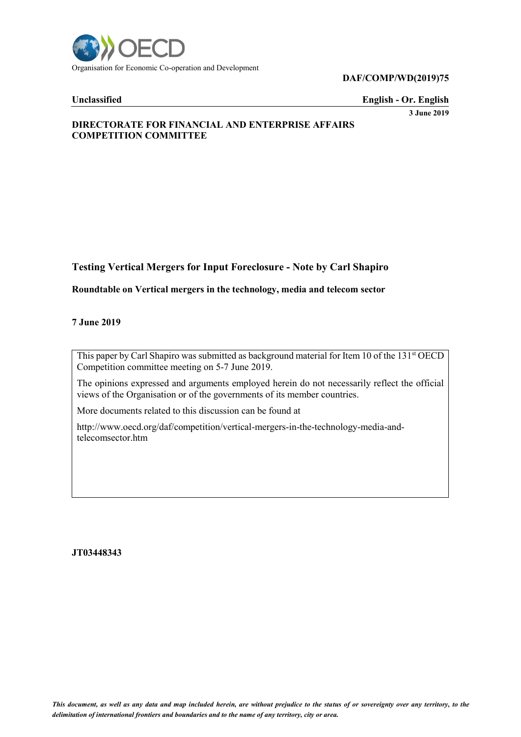**DAF/COMP/WD(2019)75**

**Unclassified** **English - Or. English**

**3 June 2019**

**DIRECTORATE FOR FINANCIAL AND ENTERPRISE AFFAIRS**
**COMPETITION COMMITTEE**

## Testing Vertical Mergers for Input Foreclosure - Note by Carl Shapiro

**Roundtable on Vertical mergers in the technology, media and telecom sector**

**7 June 2019**

This paper by Carl Shapiro was submitted as background material for Item 10 of the 131st OECD Competition committee meeting on 5-7 June 2019.

The opinions expressed and arguments employed herein do not necessarily reflect the official views of the Organisation or of the governments of its member countries.

More documents related to this discussion can be found at

http://www.oecd.org/daf/competition/vertical-mergers-in-the-technology-media-and-telecomsector.htm

**JT03448343**

*This document, as well as any data and map included herein, are without prejudice to the status of or sovereignty over any territory, to the delimitation of international frontiers and boundaries and to the name of any territory, city or area.*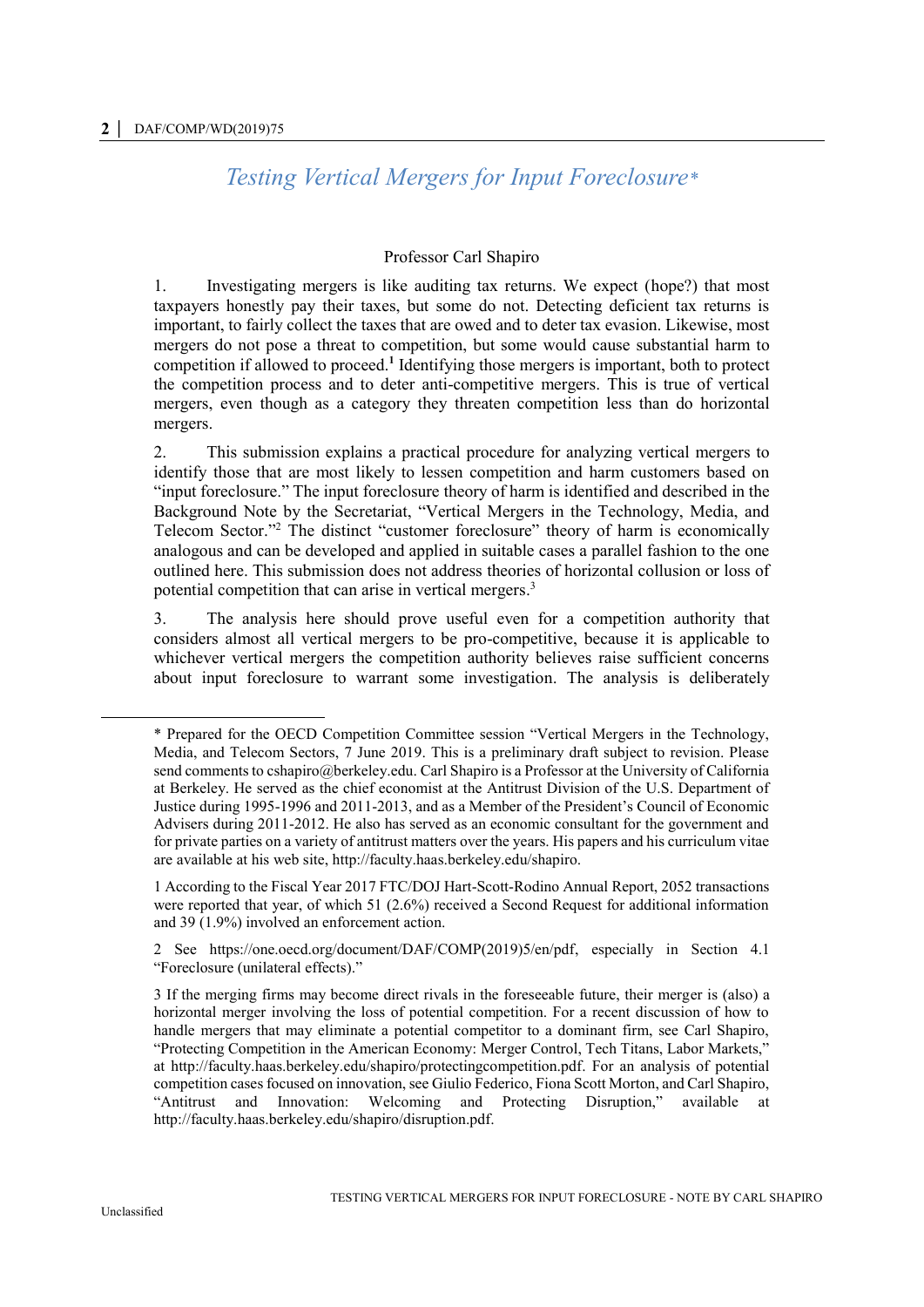# *Testing Vertical Mergers for Input Foreclosure**

Professor Carl Shapiro

1. Investigating mergers is like auditing tax returns. We expect (hope?) that most taxpayers honestly pay their taxes, but some do not. Detecting deficient tax returns is important, to fairly collect the taxes that are owed and to deter tax evasion. Likewise, most mergers do not pose a threat to competition, but some would cause substantial harm to competition if allowed to proceed.[1] Identifying those mergers is important, both to protect the competition process and to deter anti-competitive mergers. This is true of vertical mergers, even though as a category they threaten competition less than do horizontal mergers.

2. This submission explains a practical procedure for analyzing vertical mergers to identify those that are most likely to lessen competition and harm customers based on "input foreclosure." The input foreclosure theory of harm is identified and described in the Background Note by the Secretariat, "Vertical Mergers in the Technology, Media, and Telecom Sector."[2] The distinct "customer foreclosure" theory of harm is economically analogous and can be developed and applied in suitable cases a parallel fashion to the one outlined here. This submission does not address theories of horizontal collusion or loss of potential competition that can arise in vertical mergers.[3]

3. The analysis here should prove useful even for a competition authority that considers almost all vertical mergers to be pro-competitive, because it is applicable to whichever vertical mergers the competition authority believes raise sufficient concerns about input foreclosure to warrant some investigation. The analysis is deliberately

---

\* Prepared for the OECD Competition Committee session "Vertical Mergers in the Technology, Media, and Telecom Sectors, 7 June 2019. This is a preliminary draft subject to revision. Please send comments to cshapiro@berkeley.edu. Carl Shapiro is a Professor at the University of California at Berkeley. He served as the chief economist at the Antitrust Division of the U.S. Department of Justice during 1995-1996 and 2011-2013, and as a Member of the President's Council of Economic Advisers during 2011-2012. He also has served as an economic consultant for the government and for private parties on a variety of antitrust matters over the years. His papers and his curriculum vitae are available at his web site, http://faculty.haas.berkeley.edu/shapiro.

1 According to the Fiscal Year 2017 FTC/DOJ Hart-Scott-Rodino Annual Report, 2052 transactions were reported that year, of which 51 (2.6%) received a Second Request for additional information and 39 (1.9%) involved an enforcement action.

2 See https://one.oecd.org/document/DAF/COMP(2019)5/en/pdf, especially in Section 4.1 "Foreclosure (unilateral effects)."

3 If the merging firms may become direct rivals in the foreseeable future, their merger is (also) a horizontal merger involving the loss of potential competition. For a recent discussion of how to handle mergers that may eliminate a potential competitor to a dominant firm, see Carl Shapiro, "Protecting Competition in the American Economy: Merger Control, Tech Titans, Labor Markets," at http://faculty.haas.berkeley.edu/shapiro/protectingcompetition.pdf. For an analysis of potential competition cases focused on innovation, see Giulio Federico, Fiona Scott Morton, and Carl Shapiro, "Antitrust and Innovation: Welcoming and Protecting Disruption," available at http://faculty.haas.berkeley.edu/shapiro/disruption.pdf.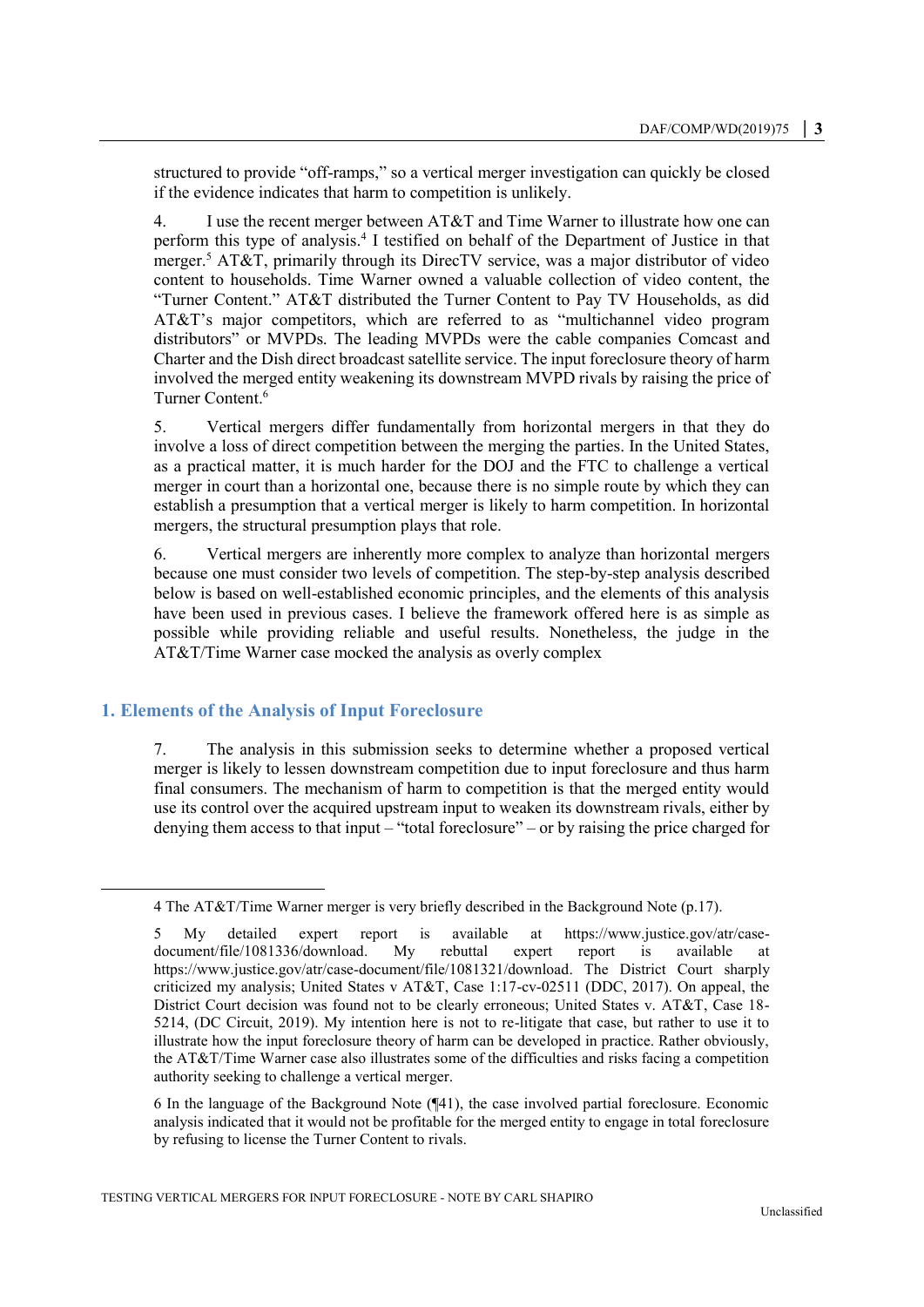structured to provide "off-ramps," so a vertical merger investigation can quickly be closed if the evidence indicates that harm to competition is unlikely.

4. I use the recent merger between AT&T and Time Warner to illustrate how one can perform this type of analysis.[4] I testified on behalf of the Department of Justice in that merger.[5] AT&T, primarily through its DirecTV service, was a major distributor of video content to households. Time Warner owned a valuable collection of video content, the "Turner Content." AT&T distributed the Turner Content to Pay TV Households, as did AT&T's major competitors, which are referred to as "multichannel video program distributors" or MVPDs. The leading MVPDs were the cable companies Comcast and Charter and the Dish direct broadcast satellite service. The input foreclosure theory of harm involved the merged entity weakening its downstream MVPD rivals by raising the price of Turner Content.[6]

5. Vertical mergers differ fundamentally from horizontal mergers in that they do involve a loss of direct competition between the merging the parties. In the United States, as a practical matter, it is much harder for the DOJ and the FTC to challenge a vertical merger in court than a horizontal one, because there is no simple route by which they can establish a presumption that a vertical merger is likely to harm competition. In horizontal mergers, the structural presumption plays that role.

6. Vertical mergers are inherently more complex to analyze than horizontal mergers because one must consider two levels of competition. The step-by-step analysis described below is based on well-established economic principles, and the elements of this analysis have been used in previous cases. I believe the framework offered here is as simple as possible while providing reliable and useful results. Nonetheless, the judge in the AT&T/Time Warner case mocked the analysis as overly complex

## 1. Elements of the Analysis of Input Foreclosure

7. The analysis in this submission seeks to determine whether a proposed vertical merger is likely to lessen downstream competition due to input foreclosure and thus harm final consumers. The mechanism of harm to competition is that the merged entity would use its control over the acquired upstream input to weaken its downstream rivals, either by denying them access to that input – "total foreclosure" – or by raising the price charged for

---

4 The AT&T/Time Warner merger is very briefly described in the Background Note (p.17).

5 My detailed expert report is available at https://www.justice.gov/atr/case-document/file/1081336/download. My rebuttal expert report is available at https://www.justice.gov/atr/case-document/file/1081321/download. The District Court sharply criticized my analysis; United States v AT&T, Case 1:17-cv-02511 (DDC, 2017). On appeal, the District Court decision was found not to be clearly erroneous; United States v. AT&T, Case 18-5214, (DC Circuit, 2019). My intention here is not to re-litigate that case, but rather to use it to illustrate how the input foreclosure theory of harm can be developed in practice. Rather obviously, the AT&T/Time Warner case also illustrates some of the difficulties and risks facing a competition authority seeking to challenge a vertical merger.

6 In the language of the Background Note (¶41), the case involved partial foreclosure. Economic analysis indicated that it would not be profitable for the merged entity to engage in total foreclosure by refusing to license the Turner Content to rivals.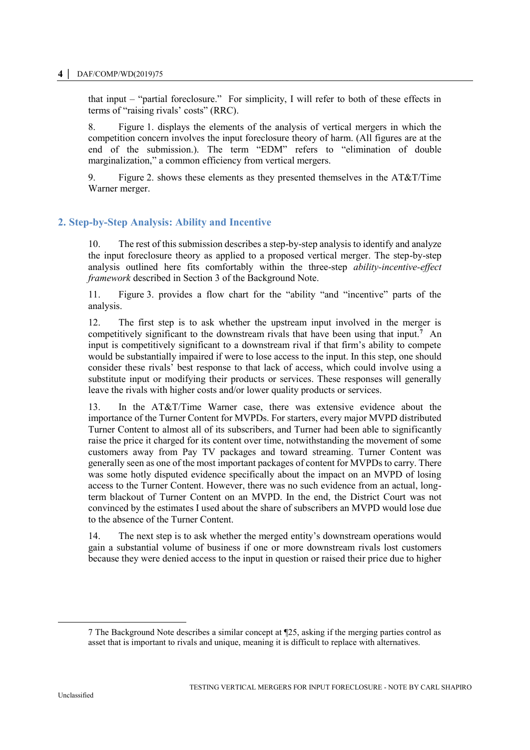that input – "partial foreclosure." For simplicity, I will refer to both of these effects in terms of "raising rivals' costs" (RRC).

8. Figure 1. displays the elements of the analysis of vertical mergers in which the competition concern involves the input foreclosure theory of harm. (All figures are at the end of the submission.). The term "EDM" refers to "elimination of double marginalization," a common efficiency from vertical mergers.

9. Figure 2. shows these elements as they presented themselves in the AT&T/Time Warner merger.

## 2. Step-by-Step Analysis: Ability and Incentive

10. The rest of this submission describes a step-by-step analysis to identify and analyze the input foreclosure theory as applied to a proposed vertical merger. The step-by-step analysis outlined here fits comfortably within the three-step *ability-incentive-effect framework* described in Section 3 of the Background Note.

11. Figure 3. provides a flow chart for the "ability "and "incentive" parts of the analysis.

12. The first step is to ask whether the upstream input involved in the merger is competitively significant to the downstream rivals that have been using that input.[7] An input is competitively significant to a downstream rival if that firm's ability to compete would be substantially impaired if were to lose access to the input. In this step, one should consider these rivals' best response to that lack of access, which could involve using a substitute input or modifying their products or services. These responses will generally leave the rivals with higher costs and/or lower quality products or services.

13. In the AT&T/Time Warner case, there was extensive evidence about the importance of the Turner Content for MVPDs. For starters, every major MVPD distributed Turner Content to almost all of its subscribers, and Turner had been able to significantly raise the price it charged for its content over time, notwithstanding the movement of some customers away from Pay TV packages and toward streaming. Turner Content was generally seen as one of the most important packages of content for MVPDs to carry. There was some hotly disputed evidence specifically about the impact on an MVPD of losing access to the Turner Content. However, there was no such evidence from an actual, long-term blackout of Turner Content on an MVPD. In the end, the District Court was not convinced by the estimates I used about the share of subscribers an MVPD would lose due to the absence of the Turner Content.

14. The next step is to ask whether the merged entity's downstream operations would gain a substantial volume of business if one or more downstream rivals lost customers because they were denied access to the input in question or raised their price due to higher

---

7 The Background Note describes a similar concept at ¶25, asking if the merging parties control as asset that is important to rivals and unique, meaning it is difficult to replace with alternatives.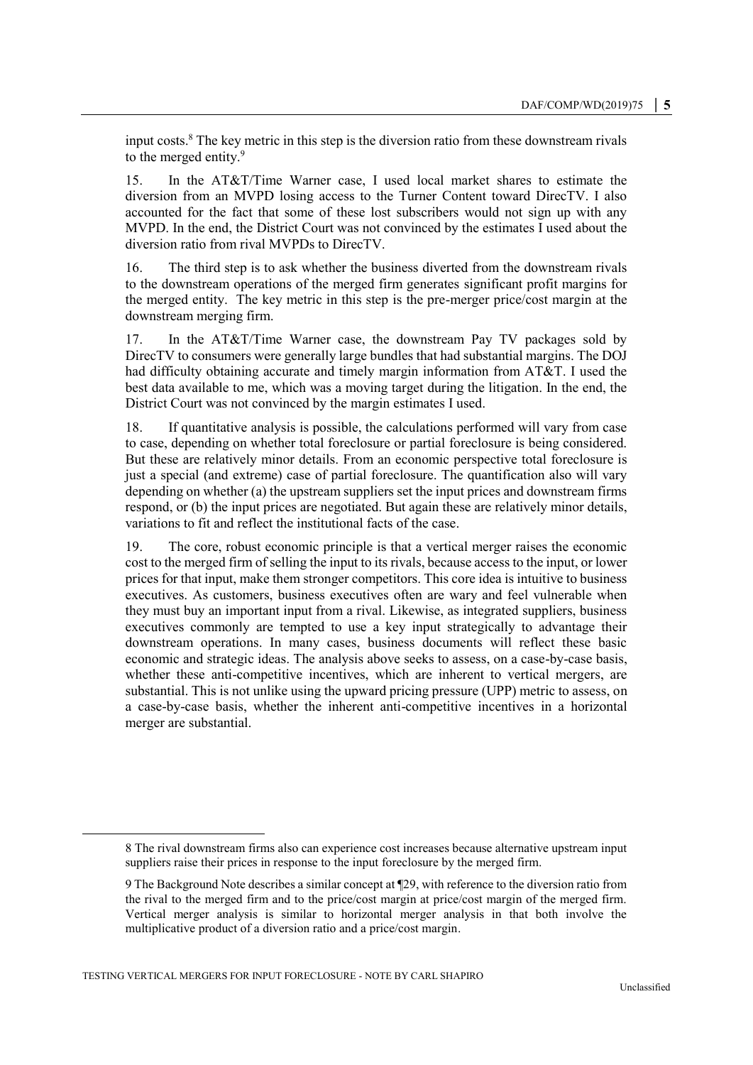input costs.[8] The key metric in this step is the diversion ratio from these downstream rivals to the merged entity.[9]

15. In the AT&T/Time Warner case, I used local market shares to estimate the diversion from an MVPD losing access to the Turner Content toward DirecTV. I also accounted for the fact that some of these lost subscribers would not sign up with any MVPD. In the end, the District Court was not convinced by the estimates I used about the diversion ratio from rival MVPDs to DirecTV.

16. The third step is to ask whether the business diverted from the downstream rivals to the downstream operations of the merged firm generates significant profit margins for the merged entity. The key metric in this step is the pre-merger price/cost margin at the downstream merging firm.

17. In the AT&T/Time Warner case, the downstream Pay TV packages sold by DirecTV to consumers were generally large bundles that had substantial margins. The DOJ had difficulty obtaining accurate and timely margin information from AT&T. I used the best data available to me, which was a moving target during the litigation. In the end, the District Court was not convinced by the margin estimates I used.

18. If quantitative analysis is possible, the calculations performed will vary from case to case, depending on whether total foreclosure or partial foreclosure is being considered. But these are relatively minor details. From an economic perspective total foreclosure is just a special (and extreme) case of partial foreclosure. The quantification also will vary depending on whether (a) the upstream suppliers set the input prices and downstream firms respond, or (b) the input prices are negotiated. But again these are relatively minor details, variations to fit and reflect the institutional facts of the case.

19. The core, robust economic principle is that a vertical merger raises the economic cost to the merged firm of selling the input to its rivals, because access to the input, or lower prices for that input, make them stronger competitors. This core idea is intuitive to business executives. As customers, business executives often are wary and feel vulnerable when they must buy an important input from a rival. Likewise, as integrated suppliers, business executives commonly are tempted to use a key input strategically to advantage their downstream operations. In many cases, business documents will reflect these basic economic and strategic ideas. The analysis above seeks to assess, on a case-by-case basis, whether these anti-competitive incentives, which are inherent to vertical mergers, are substantial. This is not unlike using the upward pricing pressure (UPP) metric to assess, on a case-by-case basis, whether the inherent anti-competitive incentives in a horizontal merger are substantial.

---

8 The rival downstream firms also can experience cost increases because alternative upstream input suppliers raise their prices in response to the input foreclosure by the merged firm.

9 The Background Note describes a similar concept at ¶29, with reference to the diversion ratio from the rival to the merged firm and to the price/cost margin at price/cost margin of the merged firm. Vertical merger analysis is similar to horizontal merger analysis in that both involve the multiplicative product of a diversion ratio and a price/cost margin.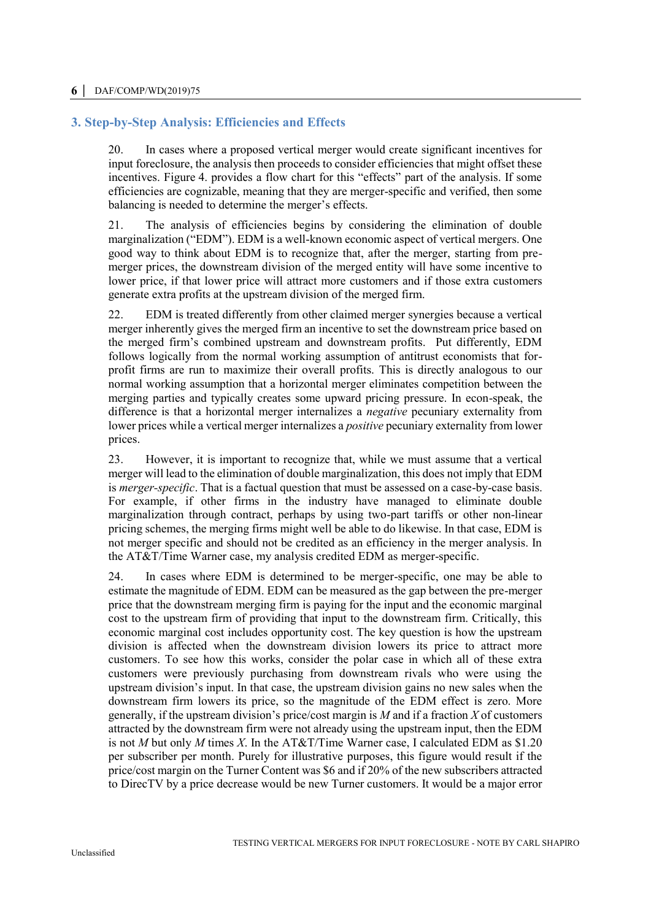## 3. Step-by-Step Analysis: Efficiencies and Effects

20. In cases where a proposed vertical merger would create significant incentives for input foreclosure, the analysis then proceeds to consider efficiencies that might offset these incentives. Figure 4. provides a flow chart for this "effects" part of the analysis. If some efficiencies are cognizable, meaning that they are merger-specific and verified, then some balancing is needed to determine the merger's effects.

21. The analysis of efficiencies begins by considering the elimination of double marginalization ("EDM"). EDM is a well-known economic aspect of vertical mergers. One good way to think about EDM is to recognize that, after the merger, starting from pre-merger prices, the downstream division of the merged entity will have some incentive to lower price, if that lower price will attract more customers and if those extra customers generate extra profits at the upstream division of the merged firm.

22. EDM is treated differently from other claimed merger synergies because a vertical merger inherently gives the merged firm an incentive to set the downstream price based on the merged firm's combined upstream and downstream profits. Put differently, EDM follows logically from the normal working assumption of antitrust economists that for-profit firms are run to maximize their overall profits. This is directly analogous to our normal working assumption that a horizontal merger eliminates competition between the merging parties and typically creates some upward pricing pressure. In econ-speak, the difference is that a horizontal merger internalizes a *negative* pecuniary externality from lower prices while a vertical merger internalizes a *positive* pecuniary externality from lower prices.

23. However, it is important to recognize that, while we must assume that a vertical merger will lead to the elimination of double marginalization, this does not imply that EDM is *merger-specific*. That is a factual question that must be assessed on a case-by-case basis. For example, if other firms in the industry have managed to eliminate double marginalization through contract, perhaps by using two-part tariffs or other non-linear pricing schemes, the merging firms might well be able to do likewise. In that case, EDM is not merger specific and should not be credited as an efficiency in the merger analysis. In the AT&T/Time Warner case, my analysis credited EDM as merger-specific.

24. In cases where EDM is determined to be merger-specific, one may be able to estimate the magnitude of EDM. EDM can be measured as the gap between the pre-merger price that the downstream merging firm is paying for the input and the economic marginal cost to the upstream firm of providing that input to the downstream firm. Critically, this economic marginal cost includes opportunity cost. The key question is how the upstream division is affected when the downstream division lowers its price to attract more customers. To see how this works, consider the polar case in which all of these extra customers were previously purchasing from downstream rivals who were using the upstream division's input. In that case, the upstream division gains no new sales when the downstream firm lowers its price, so the magnitude of the EDM effect is zero. More generally, if the upstream division's price/cost margin is $M$ and if a fraction $X$ of customers attracted by the downstream firm were not already using the upstream input, then the EDM is not $M$ but only $M$ times $X$. In the AT&T/Time Warner case, I calculated EDM as $1.20 per subscriber per month. Purely for illustrative purposes, this figure would result if the price/cost margin on the Turner Content was $6 and if 20% of the new subscribers attracted to DirecTV by a price decrease would be new Turner customers. It would be a major error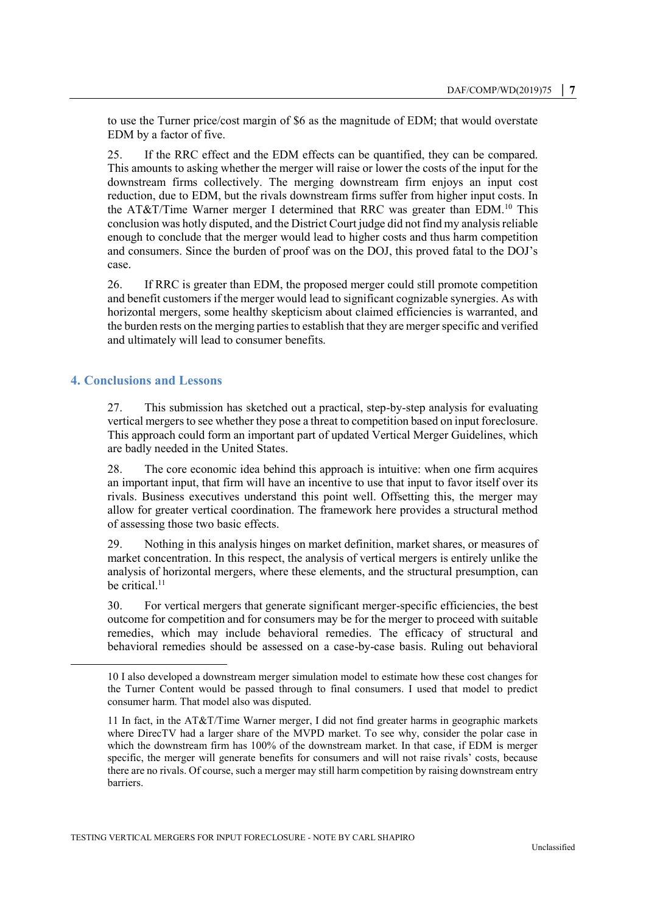to use the Turner price/cost margin of $6 as the magnitude of EDM; that would overstate EDM by a factor of five.

25. If the RRC effect and the EDM effects can be quantified, they can be compared. This amounts to asking whether the merger will raise or lower the costs of the input for the downstream firms collectively. The merging downstream firm enjoys an input cost reduction, due to EDM, but the rivals downstream firms suffer from higher input costs. In the AT&T/Time Warner merger I determined that RRC was greater than EDM.[10] This conclusion was hotly disputed, and the District Court judge did not find my analysis reliable enough to conclude that the merger would lead to higher costs and thus harm competition and consumers. Since the burden of proof was on the DOJ, this proved fatal to the DOJ's case.

26. If RRC is greater than EDM, the proposed merger could still promote competition and benefit customers if the merger would lead to significant cognizable synergies. As with horizontal mergers, some healthy skepticism about claimed efficiencies is warranted, and the burden rests on the merging parties to establish that they are merger specific and verified and ultimately will lead to consumer benefits.

## 4. Conclusions and Lessons

27. This submission has sketched out a practical, step-by-step analysis for evaluating vertical mergers to see whether they pose a threat to competition based on input foreclosure. This approach could form an important part of updated Vertical Merger Guidelines, which are badly needed in the United States.

28. The core economic idea behind this approach is intuitive: when one firm acquires an important input, that firm will have an incentive to use that input to favor itself over its rivals. Business executives understand this point well. Offsetting this, the merger may allow for greater vertical coordination. The framework here provides a structural method of assessing those two basic effects.

29. Nothing in this analysis hinges on market definition, market shares, or measures of market concentration. In this respect, the analysis of vertical mergers is entirely unlike the analysis of horizontal mergers, where these elements, and the structural presumption, can be critical.[11]

30. For vertical mergers that generate significant merger-specific efficiencies, the best outcome for competition and for consumers may be for the merger to proceed with suitable remedies, which may include behavioral remedies. The efficacy of structural and behavioral remedies should be assessed on a case-by-case basis. Ruling out behavioral

---

10 I also developed a downstream merger simulation model to estimate how these cost changes for the Turner Content would be passed through to final consumers. I used that model to predict consumer harm. That model also was disputed.

11 In fact, in the AT&T/Time Warner merger, I did not find greater harms in geographic markets where DirecTV had a larger share of the MVPD market. To see why, consider the polar case in which the downstream firm has 100% of the downstream market. In that case, if EDM is merger specific, the merger will generate benefits for consumers and will not raise rivals' costs, because there are no rivals. Of course, such a merger may still harm competition by raising downstream entry barriers.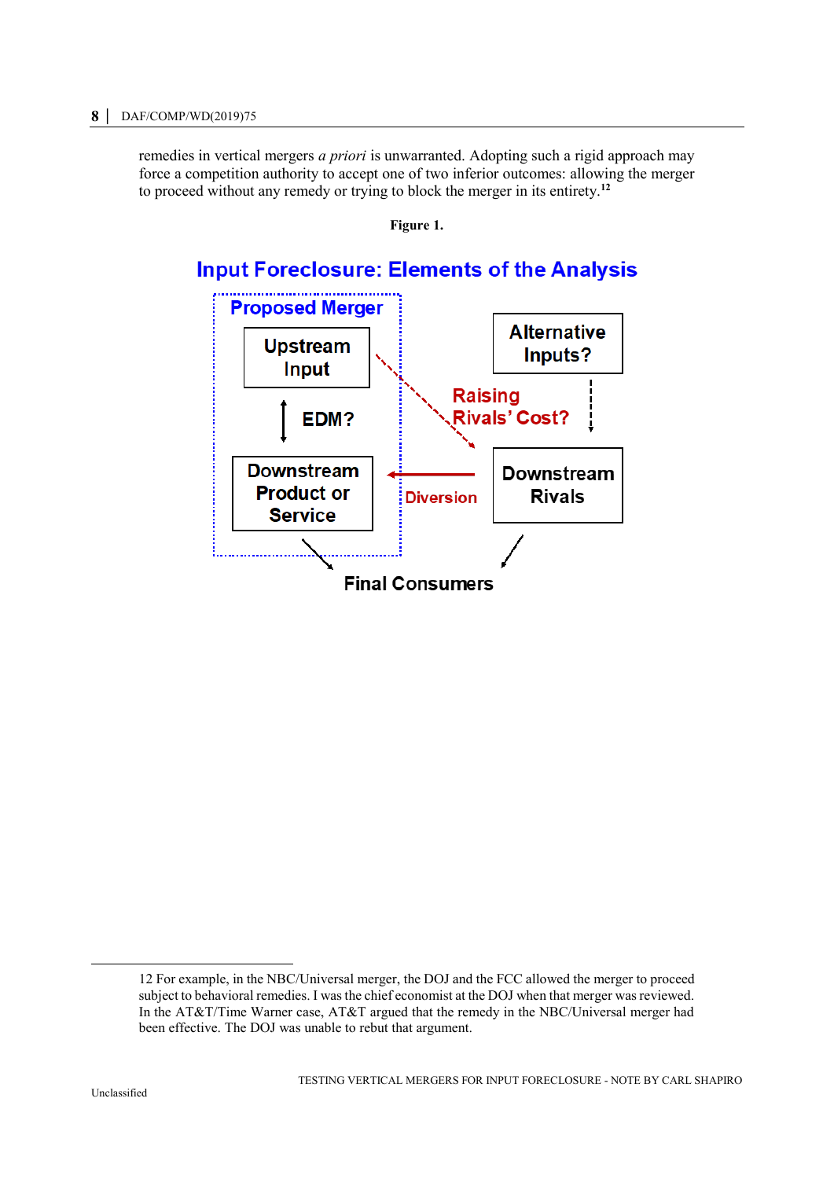remedies in vertical mergers *a priori* is unwarranted. Adopting such a rigid approach may force a competition authority to accept one of two inferior outcomes: allowing the merger to proceed without any remedy or trying to block the merger in its entirety.[12]

**Figure 1.**

**Input Foreclosure: Elements of the Analysis**

Proposed Merger

Upstream Input

EDM?

Downstream Product or Service

Alternative Inputs?

Raising Rivals' Cost?

Downstream Rivals

Diversion

Final Consumers

12 For example, in the NBC/Universal merger, the DOJ and the FCC allowed the merger to proceed subject to behavioral remedies. I was the chief economist at the DOJ when that merger was reviewed. In the AT&T/Time Warner case, AT&T argued that the remedy in the NBC/Universal merger had been effective. The DOJ was unable to rebut that argument.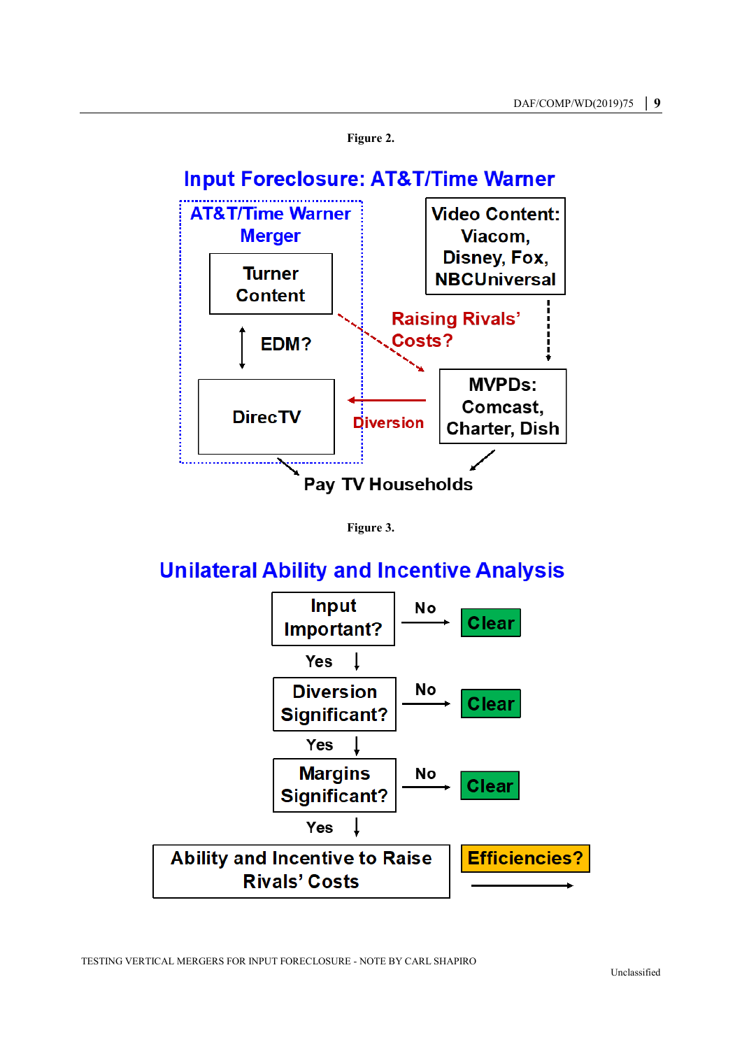Figure 2.

**Input Foreclosure: AT&T/Time Warner**

AT&T/Time Warner Merger

Turner Content

EDM?

DirecTV

Video Content: Viacom, Disney, Fox, NBCUniversal

Raising Rivals' Costs?

Diversion

MVPDs: Comcast, Charter, Dish

Pay TV Households

Figure 3.

**Unilateral Ability and Incentive Analysis**

Input Important? — No → Clear

Yes ↓

Diversion Significant? — No → Clear

Yes ↓

Margins Significant? — No → Clear

Yes ↓

Ability and Incentive to Raise Rivals' Costs → Efficiencies?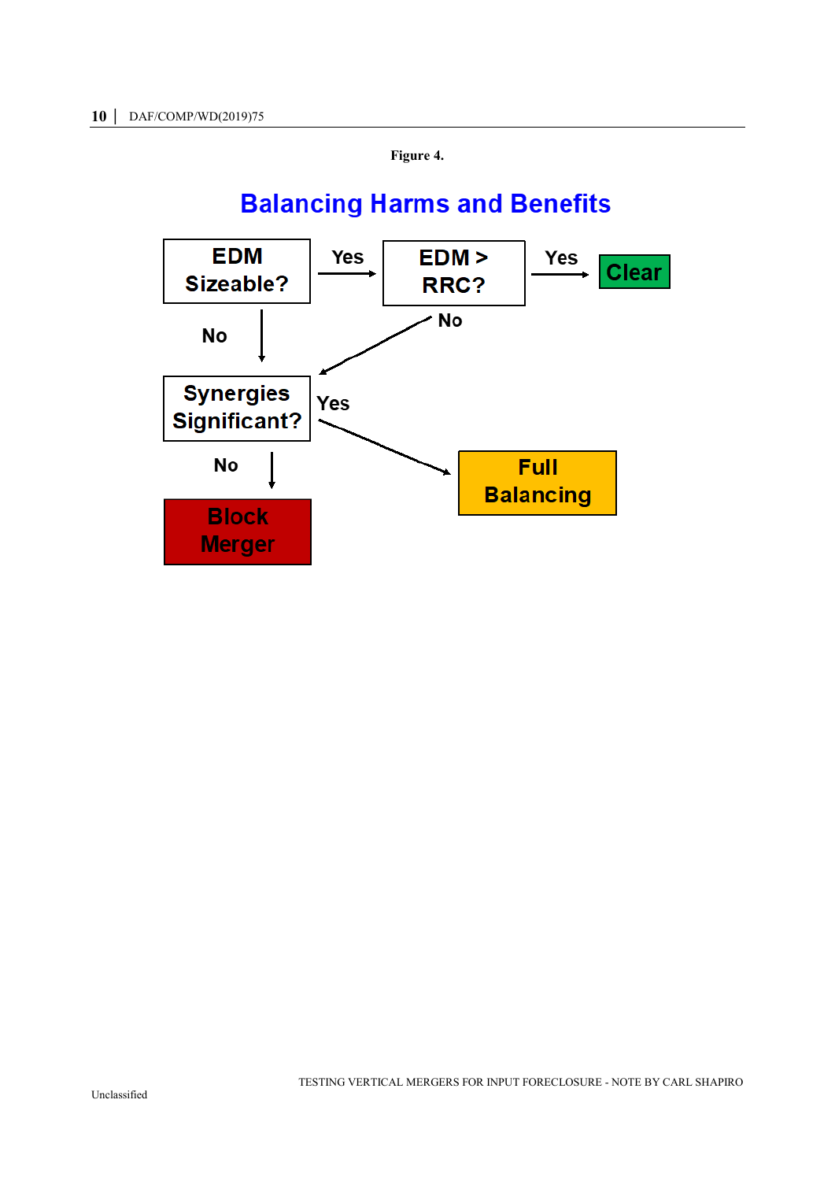**Figure 4.**

Balancing Harms and Benefits

EDM Sizeable?

Yes

EDM > RRC?

Yes

Clear

No

No

Synergies Significant?

Yes

Full Balancing

No

Block Merger